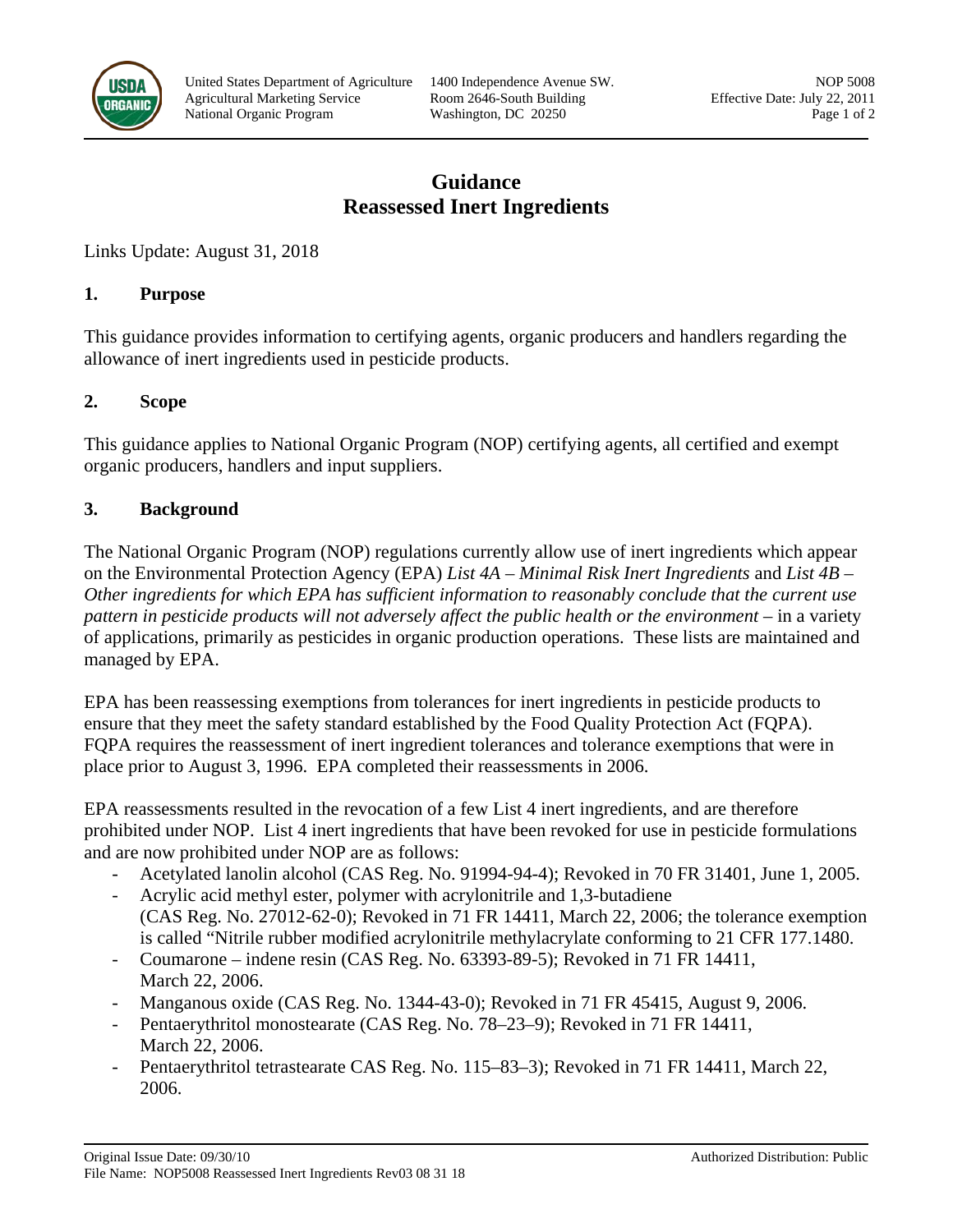# Guidance
# Reassessed Inert Ingredients

Links Update: August 31, 2018

## 1. Purpose

This guidance provides information to certifying agents, organic producers and handlers regarding the allowance of inert ingredients used in pesticide products.

## 2. Scope

This guidance applies to National Organic Program (NOP) certifying agents, all certified and exempt organic producers, handlers and input suppliers.

## 3. Background

The National Organic Program (NOP) regulations currently allow use of inert ingredients which appear on the Environmental Protection Agency (EPA) *List 4A – Minimal Risk Inert Ingredients* and *List 4B – Other ingredients for which EPA has sufficient information to reasonably conclude that the current use pattern in pesticide products will not adversely affect the public health or the environment* – in a variety of applications, primarily as pesticides in organic production operations. These lists are maintained and managed by EPA.

EPA has been reassessing exemptions from tolerances for inert ingredients in pesticide products to ensure that they meet the safety standard established by the Food Quality Protection Act (FQPA). FQPA requires the reassessment of inert ingredient tolerances and tolerance exemptions that were in place prior to August 3, 1996. EPA completed their reassessments in 2006.

EPA reassessments resulted in the revocation of a few List 4 inert ingredients, and are therefore prohibited under NOP. List 4 inert ingredients that have been revoked for use in pesticide formulations and are now prohibited under NOP are as follows:

- Acetylated lanolin alcohol (CAS Reg. No. 91994-94-4); Revoked in 70 FR 31401, June 1, 2005.
- Acrylic acid methyl ester, polymer with acrylonitrile and 1,3-butadiene (CAS Reg. No. 27012-62-0); Revoked in 71 FR 14411, March 22, 2006; the tolerance exemption is called "Nitrile rubber modified acrylonitrile methylacrylate conforming to 21 CFR 177.1480.
- Coumarone – indene resin (CAS Reg. No. 63393-89-5); Revoked in 71 FR 14411, March 22, 2006.
- Manganous oxide (CAS Reg. No. 1344-43-0); Revoked in 71 FR 45415, August 9, 2006.
- Pentaerythritol monostearate (CAS Reg. No. 78–23–9); Revoked in 71 FR 14411, March 22, 2006.
- Pentaerythritol tetrastearate CAS Reg. No. 115–83–3); Revoked in 71 FR 14411, March 22, 2006.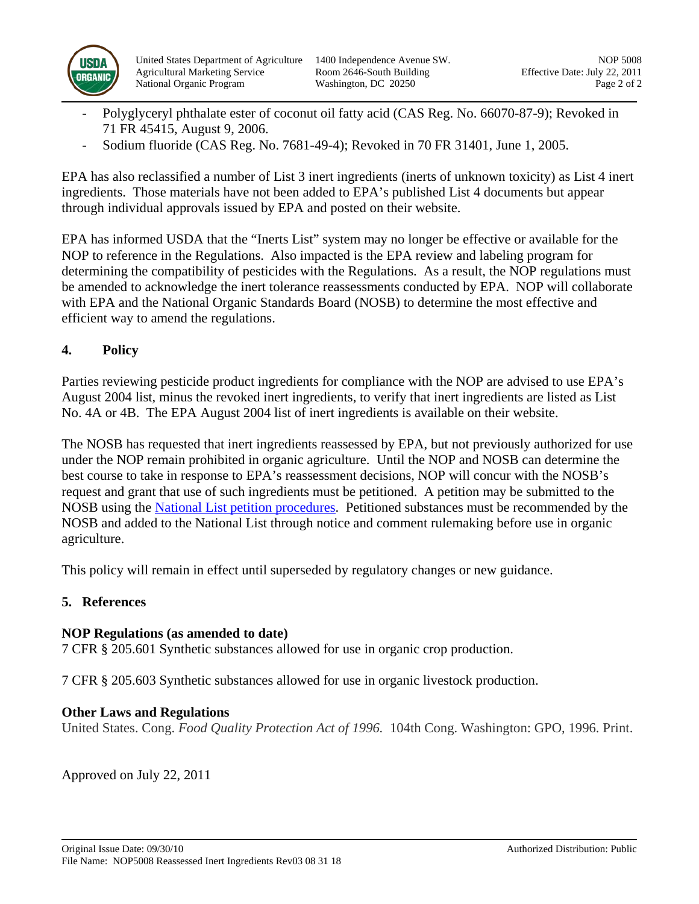- Polyglyceryl phthalate ester of coconut oil fatty acid (CAS Reg. No. 66070-87-9); Revoked in 71 FR 45415, August 9, 2006.
- Sodium fluoride (CAS Reg. No. 7681-49-4); Revoked in 70 FR 31401, June 1, 2005.

EPA has also reclassified a number of List 3 inert ingredients (inerts of unknown toxicity) as List 4 inert ingredients. Those materials have not been added to EPA's published List 4 documents but appear through individual approvals issued by EPA and posted on their website.

EPA has informed USDA that the "Inerts List" system may no longer be effective or available for the NOP to reference in the Regulations. Also impacted is the EPA review and labeling program for determining the compatibility of pesticides with the Regulations. As a result, the NOP regulations must be amended to acknowledge the inert tolerance reassessments conducted by EPA. NOP will collaborate with EPA and the National Organic Standards Board (NOSB) to determine the most effective and efficient way to amend the regulations.

## 4. Policy

Parties reviewing pesticide product ingredients for compliance with the NOP are advised to use EPA's August 2004 list, minus the revoked inert ingredients, to verify that inert ingredients are listed as List No. 4A or 4B. The EPA August 2004 list of inert ingredients is available on their website.

The NOSB has requested that inert ingredients reassessed by EPA, but not previously authorized for use under the NOP remain prohibited in organic agriculture. Until the NOP and NOSB can determine the best course to take in response to EPA's reassessment decisions, NOP will concur with the NOSB's request and grant that use of such ingredients must be petitioned. A petition may be submitted to the NOSB using the National List petition procedures. Petitioned substances must be recommended by the NOSB and added to the National List through notice and comment rulemaking before use in organic agriculture.

This policy will remain in effect until superseded by regulatory changes or new guidance.

## 5. References

**NOP Regulations (as amended to date)**

7 CFR § 205.601 Synthetic substances allowed for use in organic crop production.

7 CFR § 205.603 Synthetic substances allowed for use in organic livestock production.

**Other Laws and Regulations**

United States. Cong. *Food Quality Protection Act of 1996.* 104th Cong. Washington: GPO, 1996. Print.

Approved on July 22, 2011